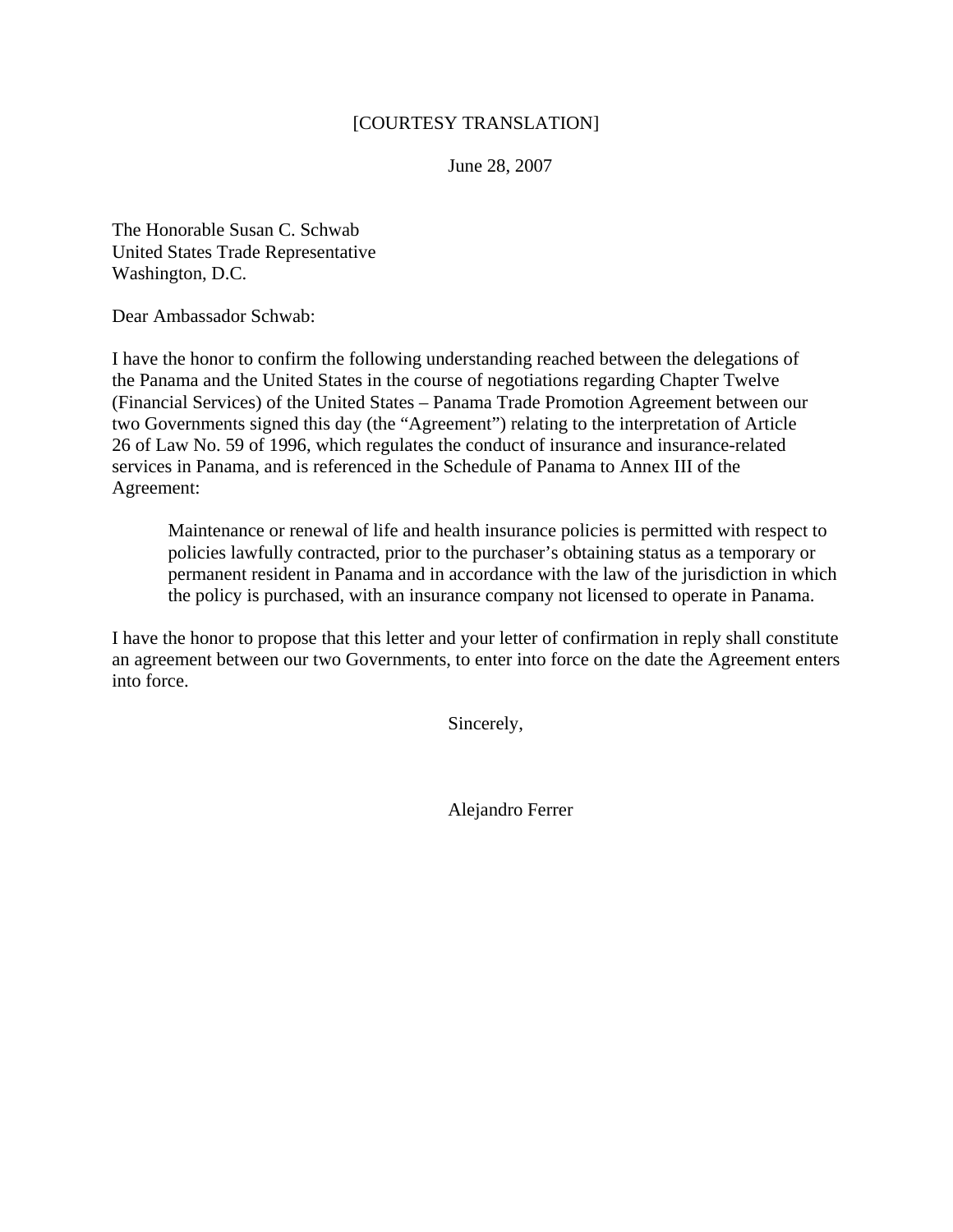[COURTESY TRANSLATION]

June 28, 2007

The Honorable Susan C. Schwab
United States Trade Representative
Washington, D.C.

Dear Ambassador Schwab:

I have the honor to confirm the following understanding reached between the delegations of the Panama and the United States in the course of negotiations regarding Chapter Twelve (Financial Services) of the United States – Panama Trade Promotion Agreement between our two Governments signed this day (the "Agreement") relating to the interpretation of Article 26 of Law No. 59 of 1996, which regulates the conduct of insurance and insurance-related services in Panama, and is referenced in the Schedule of Panama to Annex III of the Agreement:

> Maintenance or renewal of life and health insurance policies is permitted with respect to policies lawfully contracted, prior to the purchaser's obtaining status as a temporary or permanent resident in Panama and in accordance with the law of the jurisdiction in which the policy is purchased, with an insurance company not licensed to operate in Panama.

I have the honor to propose that this letter and your letter of confirmation in reply shall constitute an agreement between our two Governments, to enter into force on the date the Agreement enters into force.

Sincerely,

Alejandro Ferrer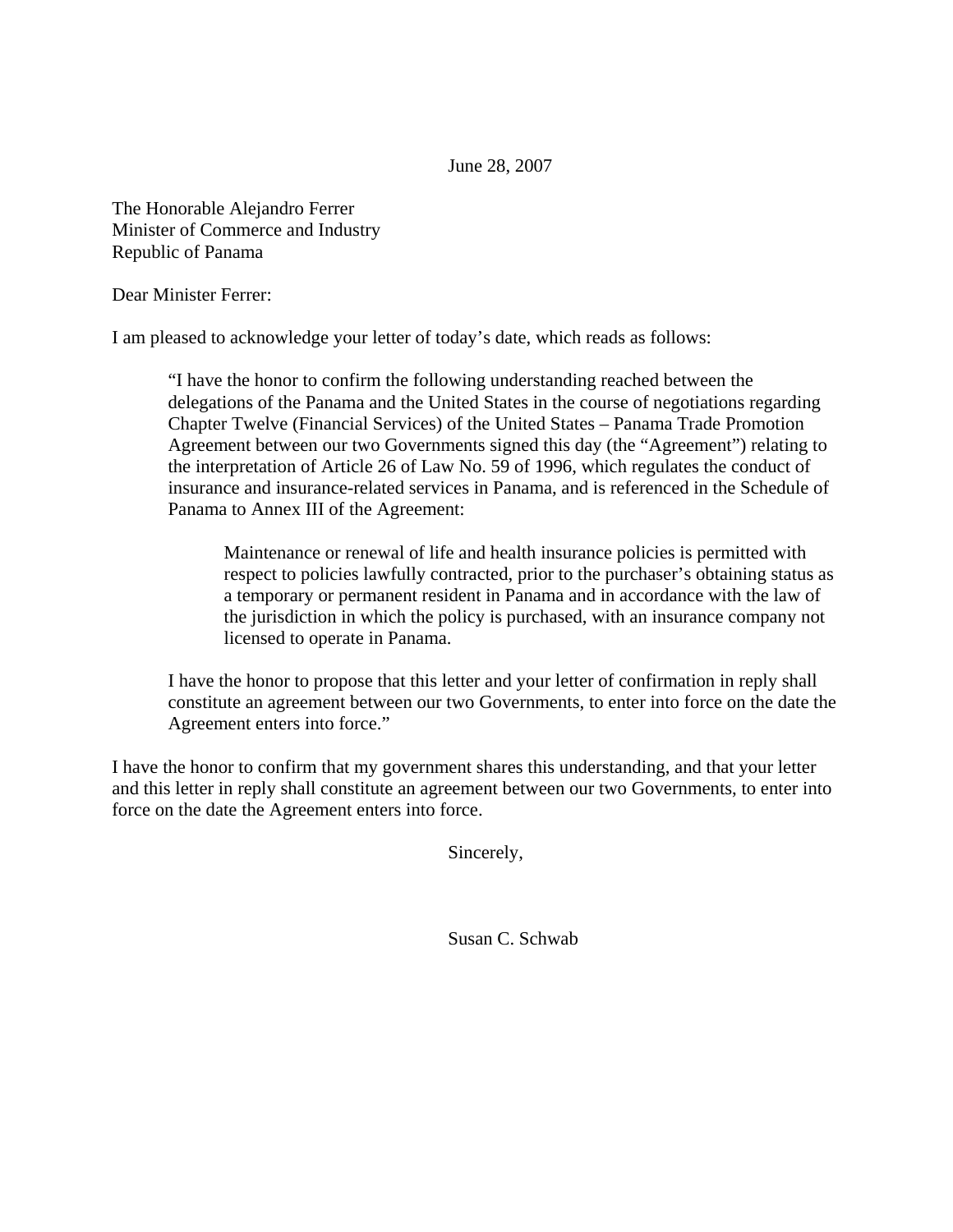June 28, 2007

The Honorable Alejandro Ferrer
Minister of Commerce and Industry
Republic of Panama

Dear Minister Ferrer:

I am pleased to acknowledge your letter of today's date, which reads as follows:

> "I have the honor to confirm the following understanding reached between the delegations of the Panama and the United States in the course of negotiations regarding Chapter Twelve (Financial Services) of the United States – Panama Trade Promotion Agreement between our two Governments signed this day (the "Agreement") relating to the interpretation of Article 26 of Law No. 59 of 1996, which regulates the conduct of insurance and insurance-related services in Panama, and is referenced in the Schedule of Panama to Annex III of the Agreement:
>
> > Maintenance or renewal of life and health insurance policies is permitted with respect to policies lawfully contracted, prior to the purchaser's obtaining status as a temporary or permanent resident in Panama and in accordance with the law of the jurisdiction in which the policy is purchased, with an insurance company not licensed to operate in Panama.
>
> I have the honor to propose that this letter and your letter of confirmation in reply shall constitute an agreement between our two Governments, to enter into force on the date the Agreement enters into force."

I have the honor to confirm that my government shares this understanding, and that your letter and this letter in reply shall constitute an agreement between our two Governments, to enter into force on the date the Agreement enters into force.

Sincerely,

Susan C. Schwab